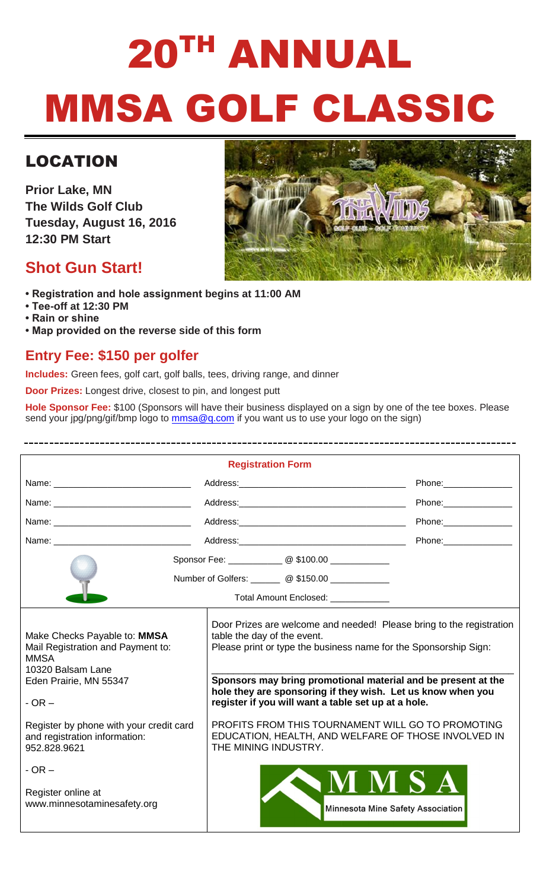# 20TH ANNUAL MMSA GOLF CLASSIC

## LOCATION

**Prior Lake, MN**
**The Wilds Golf Club**
**Tuesday, August 16, 2016**
**12:30 PM Start**

## Shot Gun Start!

- **Registration and hole assignment begins at 11:00 AM**
- **Tee-off at 12:30 PM**
- **Rain or shine**
- **Map provided on the reverse side of this form**

## Entry Fee: $150 per golfer

**Includes:** Green fees, golf cart, golf balls, tees, driving range, and dinner

**Door Prizes:** Longest drive, closest to pin, and longest putt

**Hole Sponsor Fee:** $100 (Sponsors will have their business displayed on a sign by one of the tee boxes. Please send your jpg/png/gif/bmp logo to mmsa@q.com if you want us to use your logo on the sign)

---

### Registration Form

| Name: ______________ | Address: ______________ | Phone: ______________ |
|---|---|---|
| Name: ______________ | Address: ______________ | Phone: ______________ |
| Name: ______________ | Address: ______________ | Phone: ______________ |
| Name: ______________ | Address: ______________ | Phone: ______________ |

Sponsor Fee: __________ @ $100.00 __________

Number of Golfers: ______ @ $150.00 __________

Total Amount Enclosed: __________

Make Checks Payable to: **MMSA**
Mail Registration and Payment to:
MMSA
10320 Balsam Lane
Eden Prairie, MN 55347

- OR –

Register by phone with your credit card and registration information:
952.828.9621

- OR –

Register online at
www.minnesotaminesafety.org

Door Prizes are welcome and needed! Please bring to the registration table the day of the event.
Please print or type the business name for the Sponsorship Sign:

______________________________

**Sponsors may bring promotional material and be present at the hole they are sponsoring if they wish. Let us know when you register if you will want a table set up at a hole.**

PROFITS FROM THIS TOURNAMENT WILL GO TO PROMOTING EDUCATION, HEALTH, AND WELFARE OF THOSE INVOLVED IN THE MINING INDUSTRY.

MMSA
Minnesota Mine Safety Association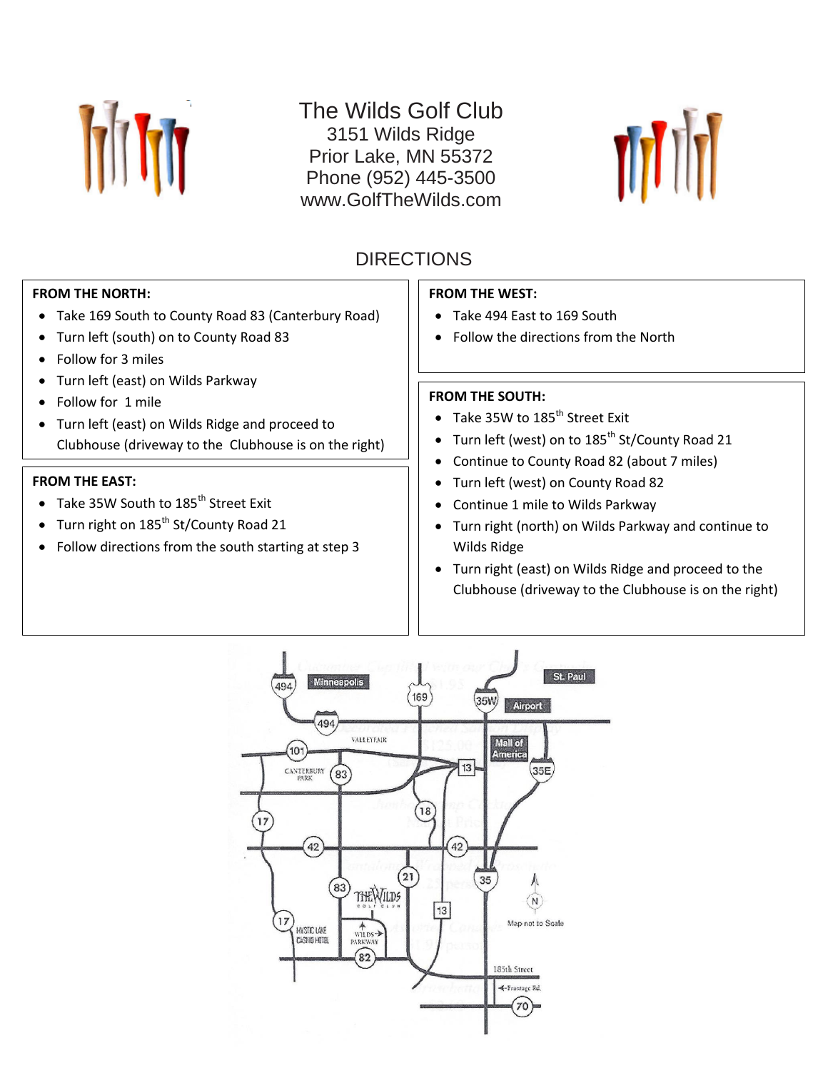# The Wilds Golf Club

3151 Wilds Ridge
Prior Lake, MN 55372
Phone (952) 445-3500
www.GolfTheWilds.com

## DIRECTIONS

**FROM THE NORTH:**

- Take 169 South to County Road 83 (Canterbury Road)
- Turn left (south) on to County Road 83
- Follow for 3 miles
- Turn left (east) on Wilds Parkway
- Follow for 1 mile
- Turn left (east) on Wilds Ridge and proceed to Clubhouse (driveway to the Clubhouse is on the right)

**FROM THE WEST:**

- Take 494 East to 169 South
- Follow the directions from the North

**FROM THE EAST:**

- Take 35W South to 185th Street Exit
- Turn right on 185th St/County Road 21
- Follow directions from the south starting at step 3

**FROM THE SOUTH:**

- Take 35W to 185th Street Exit
- Turn left (west) on to 185th St/County Road 21
- Continue to County Road 82 (about 7 miles)
- Turn left (west) on County Road 82
- Continue 1 mile to Wilds Parkway
- Turn right (north) on Wilds Parkway and continue to Wilds Ridge
- Turn right (east) on Wilds Ridge and proceed to the Clubhouse (driveway to the Clubhouse is on the right)

494
Minneapolis
169
35W
St. Paul
Airport
494
VALLEYFAIR
Mall of America
101
CANTERBURY PARK
83
13
35E
18
17
42
42
21
35
83
THE WILDS GOLF CLUB
N
13
Map not to Scale
17
MYSTIC LAKE CASINO HOTEL
WILDS PARKWAY
82
185th Street
Frontage Rd.
70